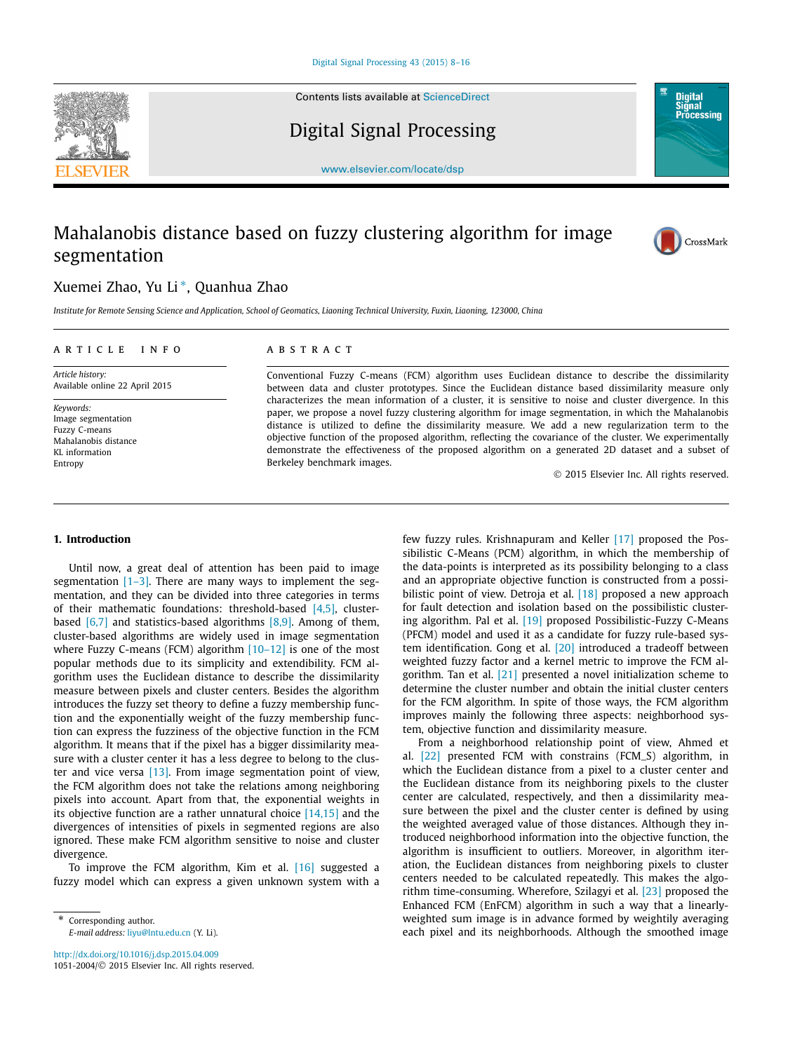# Mahalanobis distance based on fuzzy clustering algorithm for image segmentation

Xuemei Zhao, Yu Li *, Quanhua Zhao

*Institute for Remote Sensing Science and Application, School of Geomatics, Liaoning Technical University, Fuxin, Liaoning, 123000, China*

---

**ARTICLE INFO**

*Article history:*
Available online 22 April 2015

*Keywords:*
Image segmentation
Fuzzy C-means
Mahalanobis distance
KL information
Entropy

**ABSTRACT**

Conventional Fuzzy C-means (FCM) algorithm uses Euclidean distance to describe the dissimilarity between data and cluster prototypes. Since the Euclidean distance based dissimilarity measure only characterizes the mean information of a cluster, it is sensitive to noise and cluster divergence. In this paper, we propose a novel fuzzy clustering algorithm for image segmentation, in which the Mahalanobis distance is utilized to define the dissimilarity measure. We add a new regularization term to the objective function of the proposed algorithm, reflecting the covariance of the cluster. We experimentally demonstrate the effectiveness of the proposed algorithm on a generated 2D dataset and a subset of Berkeley benchmark images.

© 2015 Elsevier Inc. All rights reserved.

---

## 1. Introduction

Until now, a great deal of attention has been paid to image segmentation [1–3]. There are many ways to implement the segmentation, and they can be divided into three categories in terms of their mathematic foundations: threshold-based [4,5], cluster-based [6,7] and statistics-based algorithms [8,9]. Among of them, cluster-based algorithms are widely used in image segmentation where Fuzzy C-means (FCM) algorithm [10–12] is one of the most popular methods due to its simplicity and extendibility. FCM algorithm uses the Euclidean distance to describe the dissimilarity measure between pixels and cluster centers. Besides the algorithm introduces the fuzzy set theory to define a fuzzy membership function and the exponentially weight of the fuzzy membership function can express the fuzziness of the objective function in the FCM algorithm. It means that if the pixel has a bigger dissimilarity measure with a cluster center it has a less degree to belong to the cluster and vice versa [13]. From image segmentation point of view, the FCM algorithm does not take the relations among neighboring pixels into account. Apart from that, the exponential weights in its objective function are a rather unnatural choice [14,15] and the divergences of intensities of pixels in segmented regions are also ignored. These make FCM algorithm sensitive to noise and cluster divergence.

To improve the FCM algorithm, Kim et al. [16] suggested a fuzzy model which can express a given unknown system with a few fuzzy rules. Krishnapuram and Keller [17] proposed the Possibilistic C-Means (PCM) algorithm, in which the membership of the data-points is interpreted as its possibility belonging to a class and an appropriate objective function is constructed from a possibilistic point of view. Detroja et al. [18] proposed a new approach for fault detection and isolation based on the possibilistic clustering algorithm. Pal et al. [19] proposed Possibilistic-Fuzzy C-Means (PFCM) model and used it as a candidate for fuzzy rule-based system identification. Gong et al. [20] introduced a tradeoff between weighted fuzzy factor and a kernel metric to improve the FCM algorithm. Tan et al. [21] presented a novel initialization scheme to determine the cluster number and obtain the initial cluster centers for the FCM algorithm. In spite of those ways, the FCM algorithm improves mainly the following three aspects: neighborhood system, objective function and dissimilarity measure.

From a neighborhood relationship point of view, Ahmed et al. [22] presented FCM with constrains (FCM_S) algorithm, in which the Euclidean distance from a pixel to a cluster center and the Euclidean distance from its neighboring pixels to the cluster center are calculated, respectively, and then a dissimilarity measure between the pixel and the cluster center is defined by using the weighted averaged value of those distances. Although they introduced neighborhood information into the objective function, the algorithm is insufficient to outliers. Moreover, in algorithm iteration, the Euclidean distances from neighboring pixels to cluster centers needed to be calculated repeatedly. This makes the algorithm time-consuming. Wherefore, Szilagyi et al. [23] proposed the Enhanced FCM (EnFCM) algorithm in such a way that a linearly-weighted sum image is in advance formed by weightly averaging each pixel and its neighborhoods. Although the smoothed image

---

* Corresponding author.
*E-mail address:* liyu@lntu.edu.cn (Y. Li).

http://dx.doi.org/10.1016/j.dsp.2015.04.009
1051-2004/© 2015 Elsevier Inc. All rights reserved.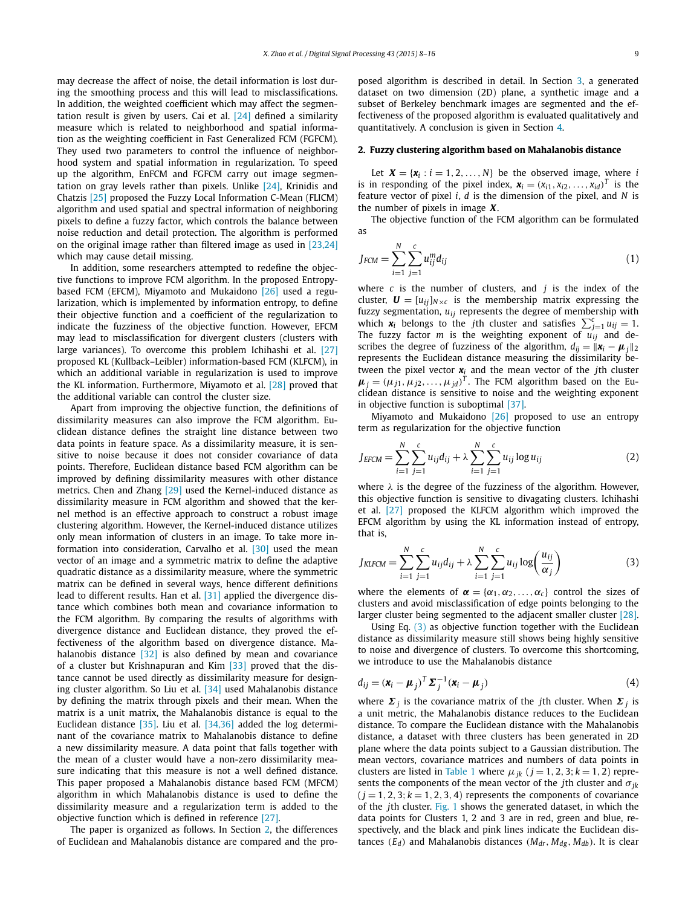may decrease the affect of noise, the detail information is lost during the smoothing process and this will lead to misclassifications. In addition, the weighted coefficient which may affect the segmentation result is given by users. Cai et al. [24] defined a similarity measure which is related to neighborhood and spatial information as the weighting coefficient in Fast Generalized FCM (FGFCM). They used two parameters to control the influence of neighborhood system and spatial information in regularization. To speed up the algorithm, EnFCM and FGFCM carry out image segmentation on gray levels rather than pixels. Unlike [24], Krinidis and Chatzis [25] proposed the Fuzzy Local Information C-Mean (FLICM) algorithm and used spatial and spectral information of neighboring pixels to define a fuzzy factor, which controls the balance between noise reduction and detail protection. The algorithm is performed on the original image rather than filtered image as used in [23,24] which may cause detail missing.

In addition, some researchers attempted to redefine the objective functions to improve FCM algorithm. In the proposed Entropy-based FCM (EFCM), Miyamoto and Mukaidono [26] used a regularization, which is implemented by information entropy, to define their objective function and a coefficient of the regularization to indicate the fuzziness of the objective function. However, EFCM may lead to misclassification for divergent clusters (clusters with large variances). To overcome this problem Ichihashi et al. [27] proposed KL (Kullback–Leibler) information-based FCM (KLFCM), in which an additional variable in regularization is used to improve the KL information. Furthermore, Miyamoto et al. [28] proved that the additional variable can control the cluster size.

Apart from improving the objective function, the definitions of dissimilarity measures can also improve the FCM algorithm. Euclidean distance defines the straight line distance between two data points in feature space. As a dissimilarity measure, it is sensitive to noise because it does not consider covariance of data points. Therefore, Euclidean distance based FCM algorithm can be improved by defining dissimilarity measures with other distance metrics. Chen and Zhang [29] used the Kernel-induced distance as dissimilarity measure in FCM algorithm and showed that the kernel method is an effective approach to construct a robust image clustering algorithm. However, the Kernel-induced distance utilizes only mean information of clusters in an image. To take more information into consideration, Carvalho et al. [30] used the mean vector of an image and a symmetric matrix to define the adaptive quadratic distance as a dissimilarity measure, where the symmetric matrix can be defined in several ways, hence different definitions lead to different results. Han et al. [31] used the divergence distance which combines both mean and covariance information to the FCM algorithm. By comparing the results of algorithms with divergence distance and Euclidean distance, they proved the effectiveness of the algorithm based on divergence distance. Mahalanobis distance [32] is also defined by mean and covariance of a cluster but Krishnapuran and Kim [33] proved that the distance cannot be used directly as dissimilarity measure for designing cluster algorithm. So Liu et al. [34] used Mahalanobis distance by defining the matrix through pixels and their mean. When the matrix is a unit matrix, the Mahalanobis distance is equal to the Euclidean distance [35]. Liu et al. [34,36] added the log determinant of the covariance matrix to Mahalanobis distance to define a new dissimilarity measure. A data point that falls together with the mean of a cluster would have a non-zero dissimilarity measure indicating that this measure is not a well defined distance. This paper proposed a Mahalanobis distance based FCM (MFCM) algorithm in which Mahalanobis distance is used to define the dissimilarity measure and a regularization term is added to the objective function which is defined in reference [27].

The paper is organized as follows. In Section 2, the differences of Euclidean and Mahalanobis distance are compared and the proposed algorithm is described in detail. In Section 3, a generated dataset on two dimension (2D) plane, a synthetic image and a subset of Berkeley benchmark images are segmented and the effectiveness of the proposed algorithm is evaluated qualitatively and quantitatively. A conclusion is given in Section 4.

## 2. Fuzzy clustering algorithm based on Mahalanobis distance

Let $\boldsymbol{X} = \{\boldsymbol{x}_i : i = 1, 2, \ldots, N\}$ be the observed image, where $i$ is in responding of the pixel index, $\boldsymbol{x}_i = (x_{i1}, x_{i2}, \ldots, x_{id})^T$ is the feature vector of pixel $i$, $d$ is the dimension of the pixel, and $N$ is the number of pixels in image $\boldsymbol{X}$.

The objective function of the FCM algorithm can be formulated as

$$J_{FCM} = \sum_{i=1}^{N} \sum_{j=1}^{c} u_{ij}^{m} d_{ij} \tag{1}$$

where $c$ is the number of clusters, and $j$ is the index of the cluster, $\boldsymbol{U} = [u_{ij}]_{N \times c}$ is the membership matrix expressing the fuzzy segmentation, $u_{ij}$ represents the degree of membership with which $\boldsymbol{x}_i$ belongs to the $j$th cluster and satisfies $\sum_{j=1}^{c} u_{ij} = 1$. The fuzzy factor $m$ is the weighting exponent of $u_{ij}$ and describes the degree of fuzziness of the algorithm, $d_{ij} = \|\boldsymbol{x}_i - \boldsymbol{\mu}_j\|_2$ represents the Euclidean distance measuring the dissimilarity between the pixel vector $\boldsymbol{x}_i$ and the mean vector of the $j$th cluster $\boldsymbol{\mu}_j = (\mu_{j1}, \mu_{j2}, \ldots, \mu_{jd})^T$. The FCM algorithm based on the Euclidean distance is sensitive to noise and the weighting exponent in objective function is suboptimal [37].

Miyamoto and Mukaidono [26] proposed to use an entropy term as regularization for the objective function

$$J_{EFCM} = \sum_{i=1}^{N} \sum_{j=1}^{c} u_{ij} d_{ij} + \lambda \sum_{i=1}^{N} \sum_{j=1}^{c} u_{ij} \log u_{ij} \tag{2}$$

where $\lambda$ is the degree of the fuzziness of the algorithm. However, this objective function is sensitive to divagating clusters. Ichihashi et al. [27] proposed the KLFCM algorithm which improved the EFCM algorithm by using the KL information instead of entropy, that is,

$$J_{KLFCM} = \sum_{i=1}^{N} \sum_{j=1}^{c} u_{ij} d_{ij} + \lambda \sum_{i=1}^{N} \sum_{j=1}^{c} u_{ij} \log\left(\frac{u_{ij}}{\alpha_j}\right) \tag{3}$$

where the elements of $\boldsymbol{\alpha} = \{\alpha_1, \alpha_2, \ldots, \alpha_c\}$ control the sizes of clusters and avoid misclassification of edge points belonging to the larger cluster being segmented to the adjacent smaller cluster [28].

Using Eq. (3) as objective function together with the Euclidean distance as dissimilarity measure still shows being highly sensitive to noise and divergence of clusters. To overcome this shortcoming, we introduce to use the Mahalanobis distance

$$d_{ij} = (\boldsymbol{x}_i - \boldsymbol{\mu}_j)^T \boldsymbol{\Sigma}_j^{-1} (\boldsymbol{x}_i - \boldsymbol{\mu}_j) \tag{4}$$

where $\boldsymbol{\Sigma}_j$ is the covariance matrix of the $j$th cluster. When $\boldsymbol{\Sigma}_j$ is a unit metric, the Mahalanobis distance reduces to the Euclidean distance. To compare the Euclidean distance with the Mahalanobis distance, a dataset with three clusters has been generated in 2D plane where the data points subject to a Gaussian distribution. The mean vectors, covariance matrices and numbers of data points in clusters are listed in Table 1 where $\mu_{jk}$ $(j = 1, 2, 3; k = 1, 2)$ represents the components of the mean vector of the $j$th cluster and $\sigma_{jk}$ $(j = 1, 2, 3; k = 1, 2, 3, 4)$ represents the components of covariance of the $j$th cluster. Fig. 1 shows the generated dataset, in which the data points for Clusters 1, 2 and 3 are in red, green and blue, respectively, and the black and pink lines indicate the Euclidean distances $(E_d)$ and Mahalanobis distances $(M_{dr}, M_{dg}, M_{db})$. It is clear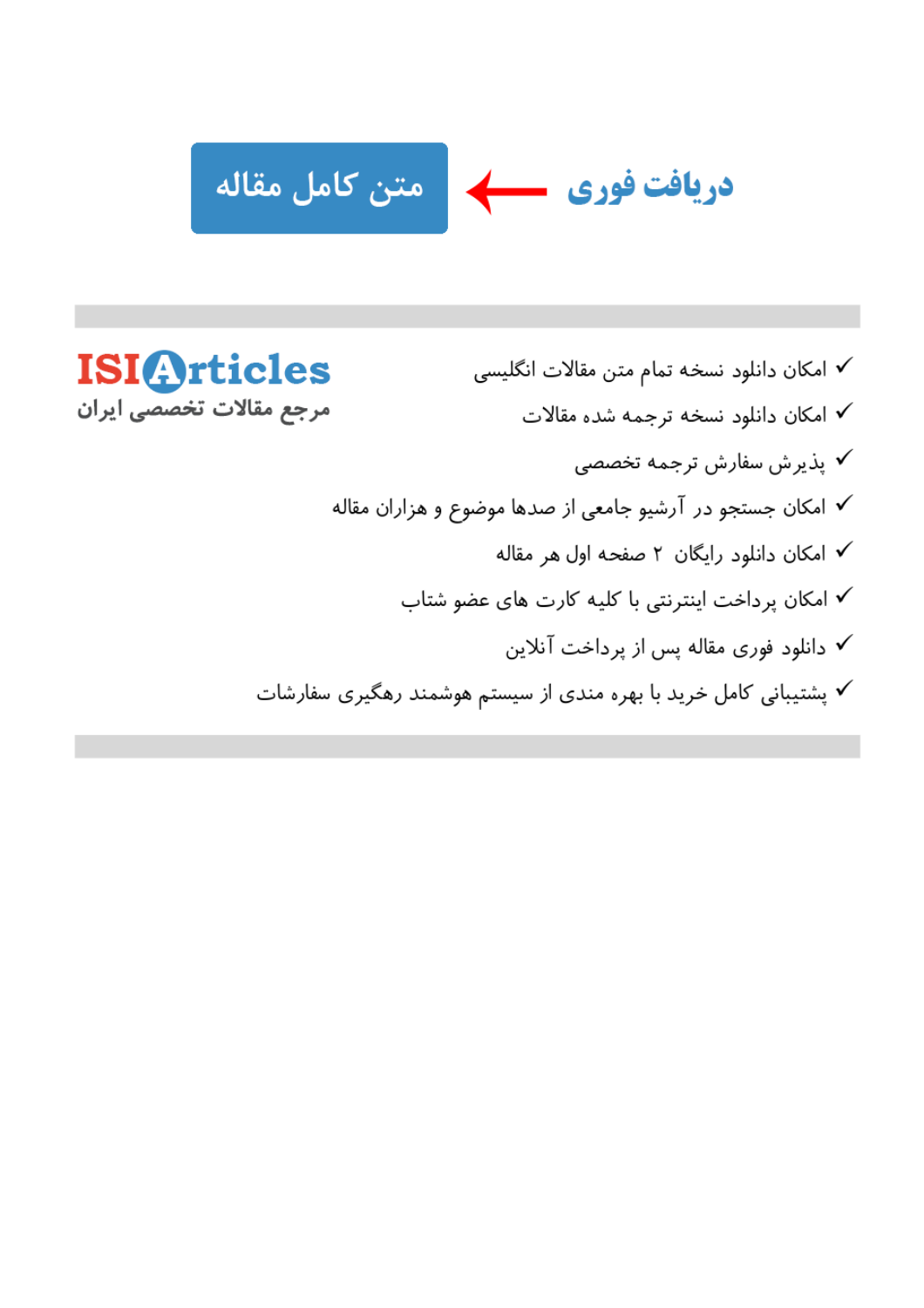دریافت فوری ← متن کامل مقاله

**ISIArticles**
مرجع مقالات تخصصی ایران

- ✓ امکان دانلود نسخه تمام متن مقالات انگلیسی
- ✓ امکان دانلود نسخه ترجمه شده مقالات
- ✓ پذیرش سفارش ترجمه تخصصی
- ✓ امکان جستجو در آرشیو جامعی از صدها موضوع و هزاران مقاله
- ✓ امکان دانلود رایگان ۲ صفحه اول هر مقاله
- ✓ امکان پرداخت اینترنتی با کلیه کارت های عضو شتاب
- ✓ دانلود فوری مقاله پس از پرداخت آنلاین
- ✓ پشتیبانی کامل خرید با بهره مندی از سیستم هوشمند رهگیری سفارشات